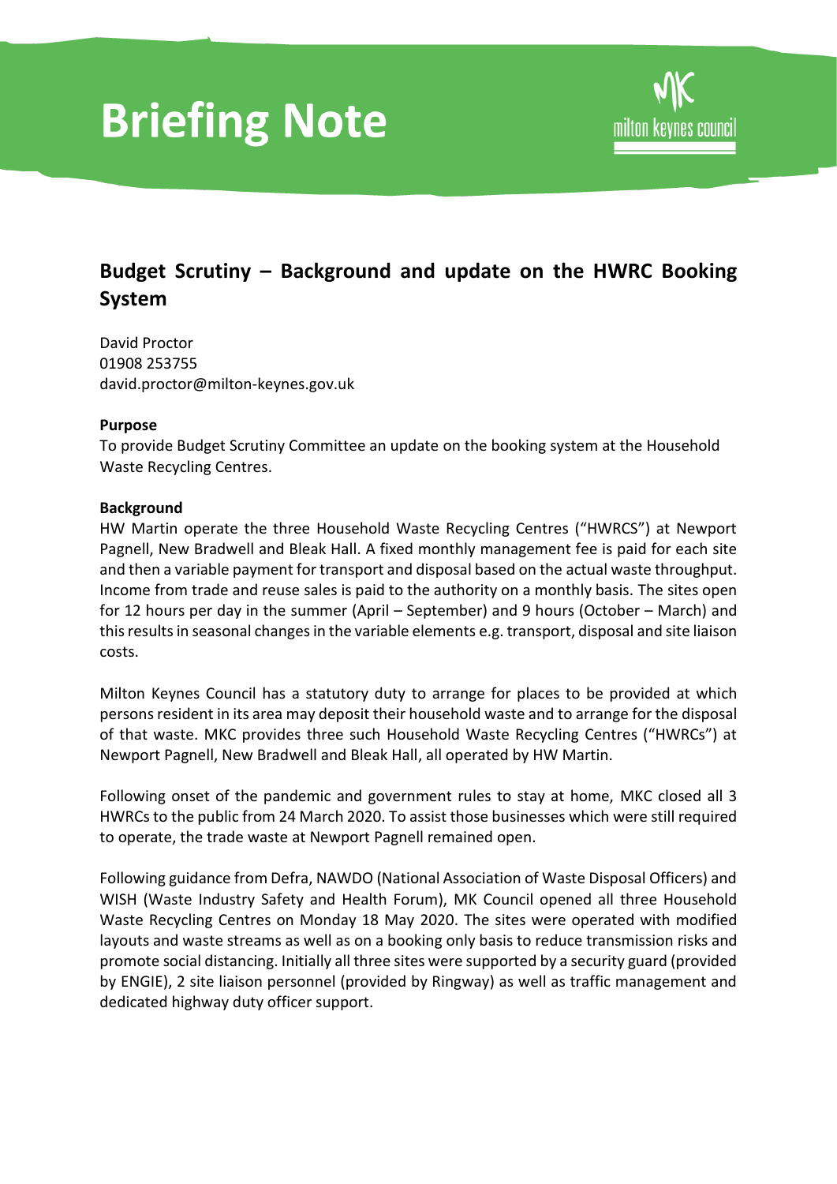# Briefing Note

## Budget Scrutiny – Background and update on the HWRC Booking System

David Proctor
01908 253755
david.proctor@milton-keynes.gov.uk

**Purpose**
To provide Budget Scrutiny Committee an update on the booking system at the Household Waste Recycling Centres.

**Background**
HW Martin operate the three Household Waste Recycling Centres ("HWRCS") at Newport Pagnell, New Bradwell and Bleak Hall. A fixed monthly management fee is paid for each site and then a variable payment for transport and disposal based on the actual waste throughput. Income from trade and reuse sales is paid to the authority on a monthly basis. The sites open for 12 hours per day in the summer (April – September) and 9 hours (October – March) and this results in seasonal changes in the variable elements e.g. transport, disposal and site liaison costs.

Milton Keynes Council has a statutory duty to arrange for places to be provided at which persons resident in its area may deposit their household waste and to arrange for the disposal of that waste. MKC provides three such Household Waste Recycling Centres ("HWRCs") at Newport Pagnell, New Bradwell and Bleak Hall, all operated by HW Martin.

Following onset of the pandemic and government rules to stay at home, MKC closed all 3 HWRCs to the public from 24 March 2020. To assist those businesses which were still required to operate, the trade waste at Newport Pagnell remained open.

Following guidance from Defra, NAWDO (National Association of Waste Disposal Officers) and WISH (Waste Industry Safety and Health Forum), MK Council opened all three Household Waste Recycling Centres on Monday 18 May 2020. The sites were operated with modified layouts and waste streams as well as on a booking only basis to reduce transmission risks and promote social distancing. Initially all three sites were supported by a security guard (provided by ENGIE), 2 site liaison personnel (provided by Ringway) as well as traffic management and dedicated highway duty officer support.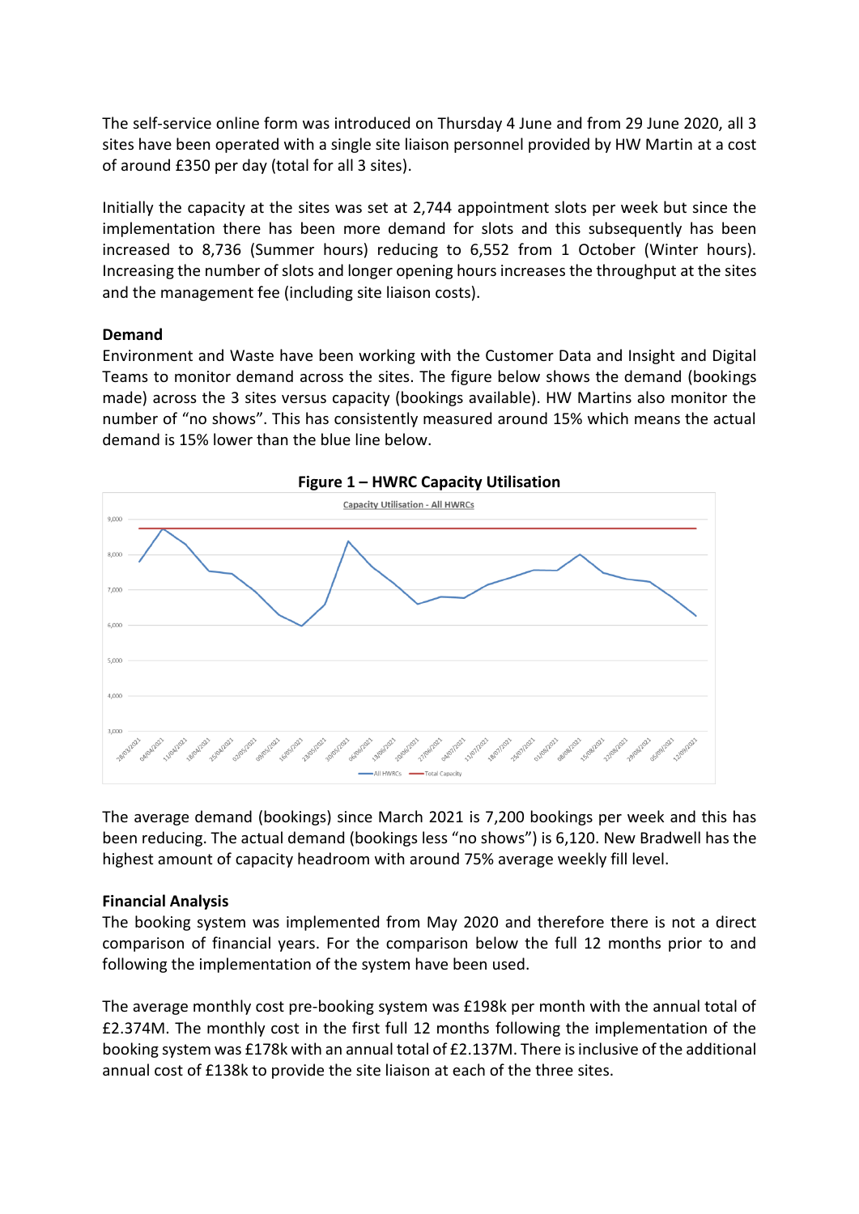The self-service online form was introduced on Thursday 4 June and from 29 June 2020, all 3 sites have been operated with a single site liaison personnel provided by HW Martin at a cost of around £350 per day (total for all 3 sites).

Initially the capacity at the sites was set at 2,744 appointment slots per week but since the implementation there has been more demand for slots and this subsequently has been increased to 8,736 (Summer hours) reducing to 6,552 from 1 October (Winter hours). Increasing the number of slots and longer opening hours increases the throughput at the sites and the management fee (including site liaison costs).

**Demand**
Environment and Waste have been working with the Customer Data and Insight and Digital Teams to monitor demand across the sites. The figure below shows the demand (bookings made) across the 3 sites versus capacity (bookings available). HW Martins also monitor the number of "no shows". This has consistently measured around 15% which means the actual demand is 15% lower than the blue line below.

**Figure 1 – HWRC Capacity Utilisation**

The average demand (bookings) since March 2021 is 7,200 bookings per week and this has been reducing. The actual demand (bookings less "no shows") is 6,120. New Bradwell has the highest amount of capacity headroom with around 75% average weekly fill level.

**Financial Analysis**
The booking system was implemented from May 2020 and therefore there is not a direct comparison of financial years. For the comparison below the full 12 months prior to and following the implementation of the system have been used.

The average monthly cost pre-booking system was £198k per month with the annual total of £2.374M. The monthly cost in the first full 12 months following the implementation of the booking system was £178k with an annual total of £2.137M. There is inclusive of the additional annual cost of £138k to provide the site liaison at each of the three sites.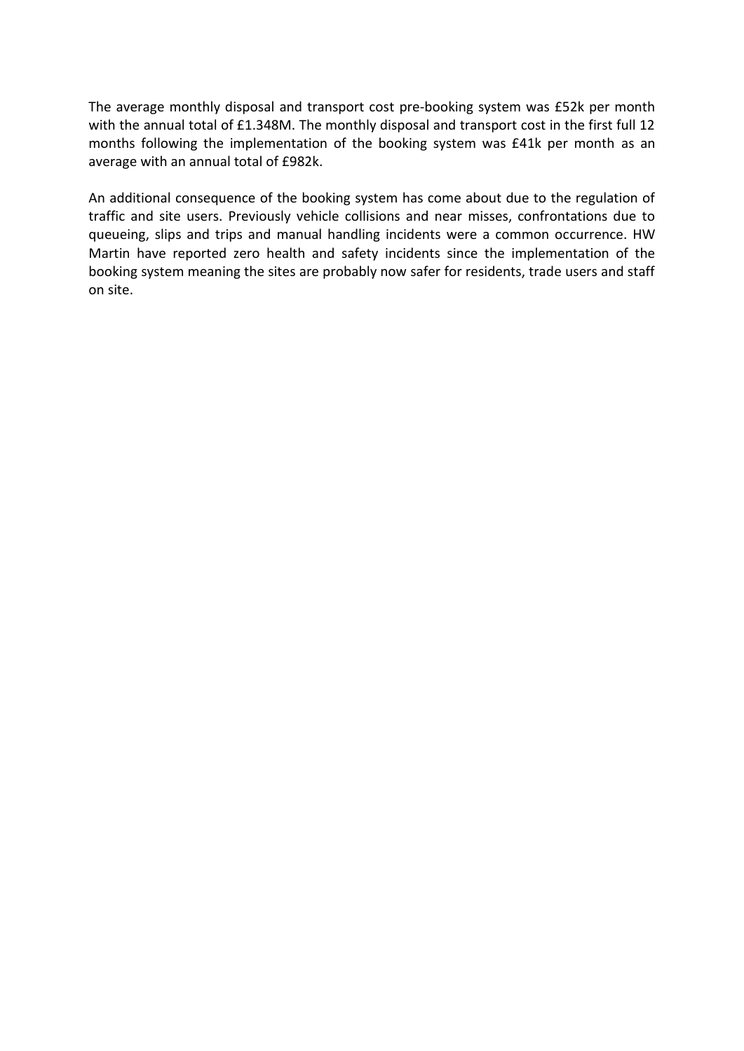The average monthly disposal and transport cost pre-booking system was £52k per month with the annual total of £1.348M. The monthly disposal and transport cost in the first full 12 months following the implementation of the booking system was £41k per month as an average with an annual total of £982k.

An additional consequence of the booking system has come about due to the regulation of traffic and site users. Previously vehicle collisions and near misses, confrontations due to queueing, slips and trips and manual handling incidents were a common occurrence. HW Martin have reported zero health and safety incidents since the implementation of the booking system meaning the sites are probably now safer for residents, trade users and staff on site.